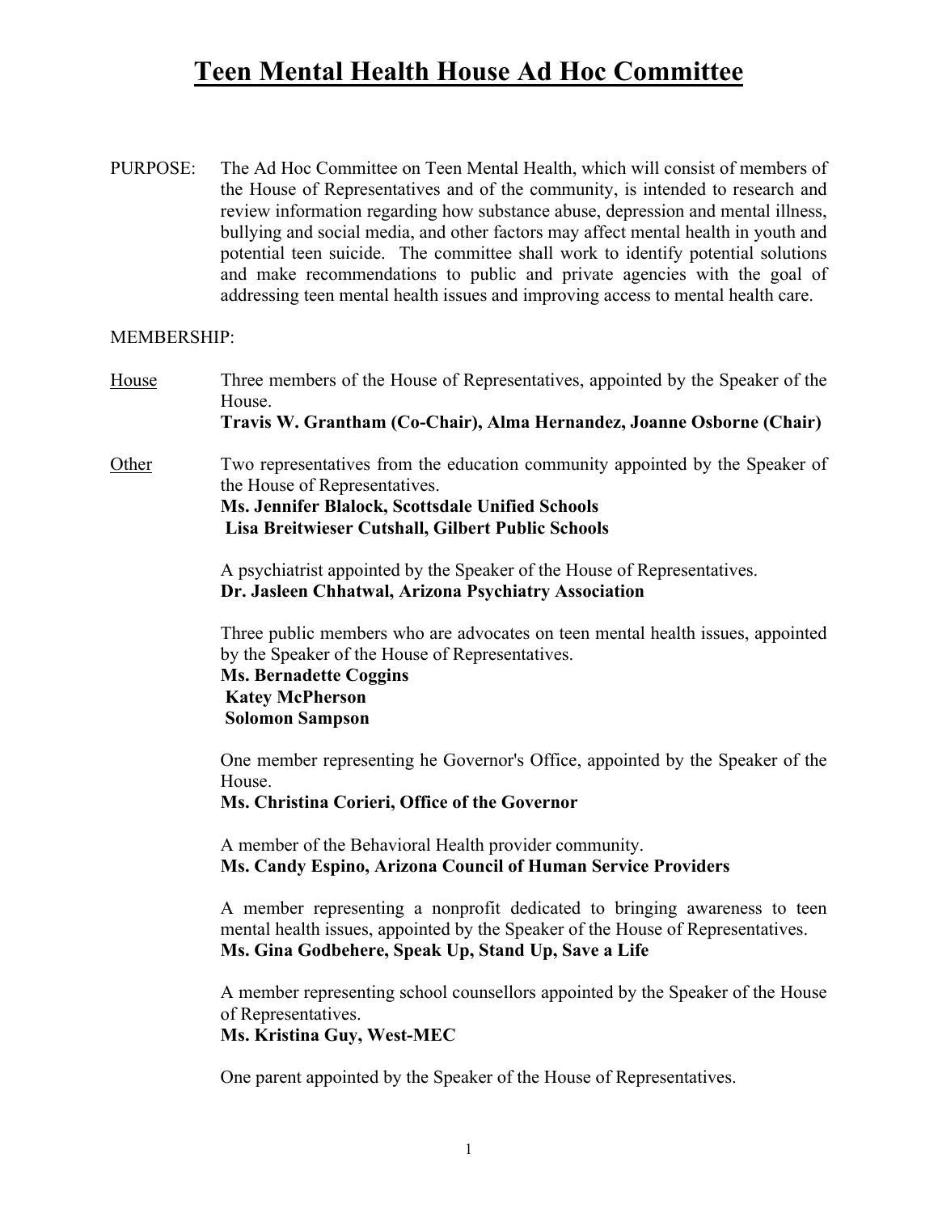# Teen Mental Health House Ad Hoc Committee

PURPOSE: The Ad Hoc Committee on Teen Mental Health, which will consist of members of the House of Representatives and of the community, is intended to research and review information regarding how substance abuse, depression and mental illness, bullying and social media, and other factors may affect mental health in youth and potential teen suicide. The committee shall work to identify potential solutions and make recommendations to public and private agencies with the goal of addressing teen mental health issues and improving access to mental health care.

MEMBERSHIP:

House — Three members of the House of Representatives, appointed by the Speaker of the House.
**Travis W. Grantham (Co-Chair), Alma Hernandez, Joanne Osborne (Chair)**

Other — Two representatives from the education community appointed by the Speaker of the House of Representatives.
**Ms. Jennifer Blalock, Scottsdale Unified Schools**
**Lisa Breitwieser Cutshall, Gilbert Public Schools**

A psychiatrist appointed by the Speaker of the House of Representatives.
**Dr. Jasleen Chhatwal, Arizona Psychiatry Association**

Three public members who are advocates on teen mental health issues, appointed by the Speaker of the House of Representatives.
**Ms. Bernadette Coggins**
**Katey McPherson**
**Solomon Sampson**

One member representing he Governor's Office, appointed by the Speaker of the House.
**Ms. Christina Corieri, Office of the Governor**

A member of the Behavioral Health provider community.
**Ms. Candy Espino, Arizona Council of Human Service Providers**

A member representing a nonprofit dedicated to bringing awareness to teen mental health issues, appointed by the Speaker of the House of Representatives.
**Ms. Gina Godbehere, Speak Up, Stand Up, Save a Life**

A member representing school counsellors appointed by the Speaker of the House of Representatives.
**Ms. Kristina Guy, West-MEC**

One parent appointed by the Speaker of the House of Representatives.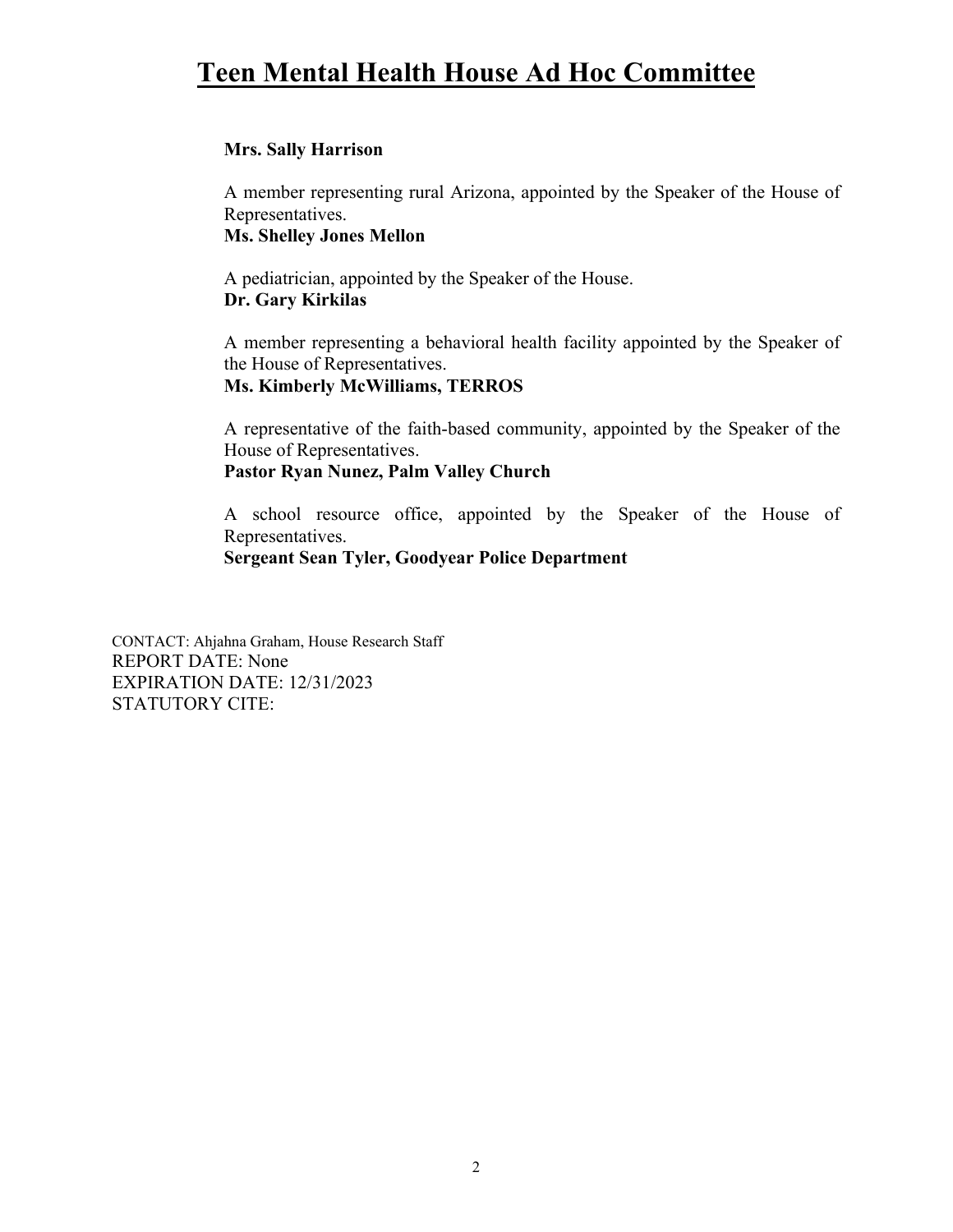# Teen Mental Health House Ad Hoc Committee

**Mrs. Sally Harrison**

A member representing rural Arizona, appointed by the Speaker of the House of Representatives.
**Ms. Shelley Jones Mellon**

A pediatrician, appointed by the Speaker of the House.
**Dr. Gary Kirkilas**

A member representing a behavioral health facility appointed by the Speaker of the House of Representatives.
**Ms. Kimberly McWilliams, TERROS**

A representative of the faith-based community, appointed by the Speaker of the House of Representatives.
**Pastor Ryan Nunez, Palm Valley Church**

A school resource office, appointed by the Speaker of the House of Representatives.
**Sergeant Sean Tyler, Goodyear Police Department**

CONTACT: Ahjahna Graham, House Research Staff
REPORT DATE: None
EXPIRATION DATE: 12/31/2023
STATUTORY CITE: